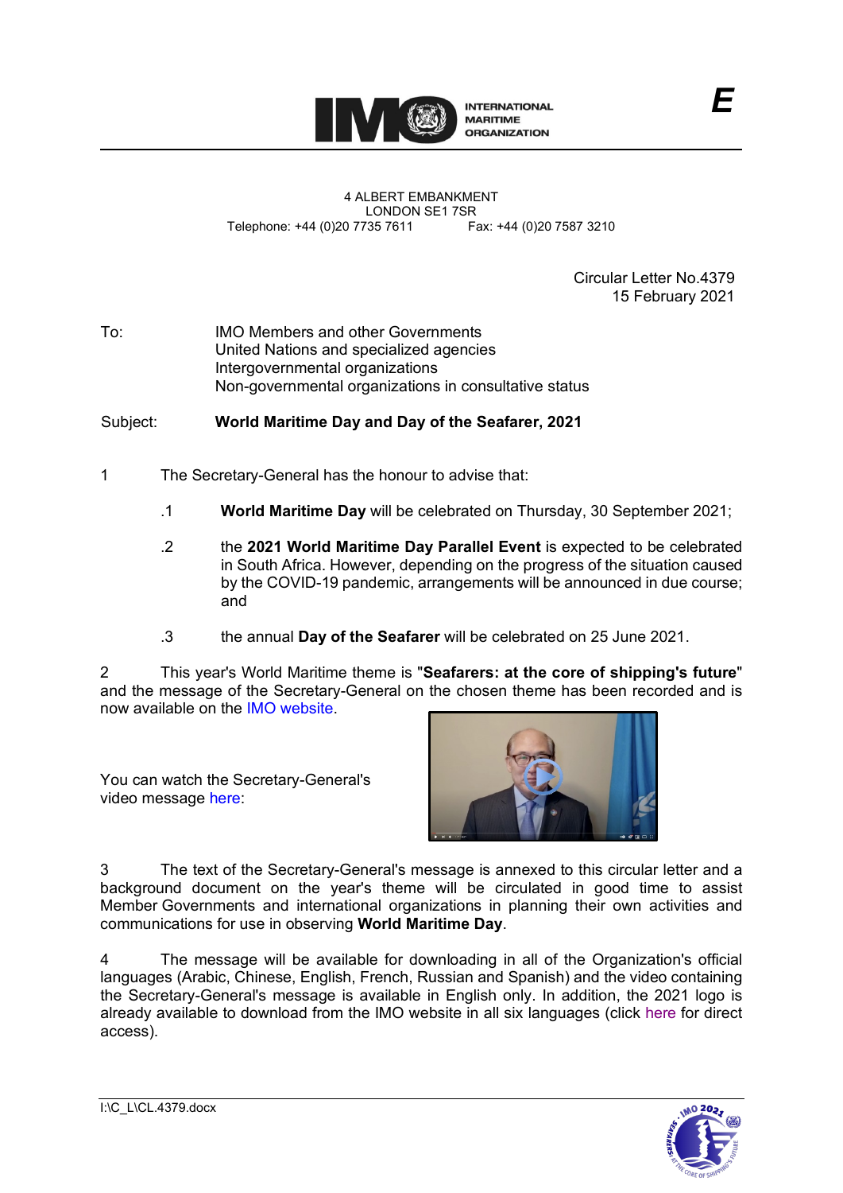INTERNATIONAL MARITIME ORGANIZATION

E

4 ALBERT EMBANKMENT
LONDON SE1 7SR
Telephone: +44 (0)20 7735 7611 Fax: +44 (0)20 7587 3210

Circular Letter No.4379
15 February 2021

To: IMO Members and other Governments
United Nations and specialized agencies
Intergovernmental organizations
Non-governmental organizations in consultative status

Subject: **World Maritime Day and Day of the Seafarer, 2021**

1 The Secretary-General has the honour to advise that:

.1 **World Maritime Day** will be celebrated on Thursday, 30 September 2021;

.2 the **2021 World Maritime Day Parallel Event** is expected to be celebrated in South Africa. However, depending on the progress of the situation caused by the COVID-19 pandemic, arrangements will be announced in due course; and

.3 the annual **Day of the Seafarer** will be celebrated on 25 June 2021.

2 This year's World Maritime theme is "**Seafarers: at the core of shipping's future**" and the message of the Secretary-General on the chosen theme has been recorded and is now available on the IMO website.

You can watch the Secretary-General's video message here:

3 The text of the Secretary-General's message is annexed to this circular letter and a background document on the year's theme will be circulated in good time to assist Member Governments and international organizations in planning their own activities and communications for use in observing **World Maritime Day**.

4 The message will be available for downloading in all of the Organization's official languages (Arabic, Chinese, English, French, Russian and Spanish) and the video containing the Secretary-General's message is available in English only. In addition, the 2021 logo is already available to download from the IMO website in all six languages (click here for direct access).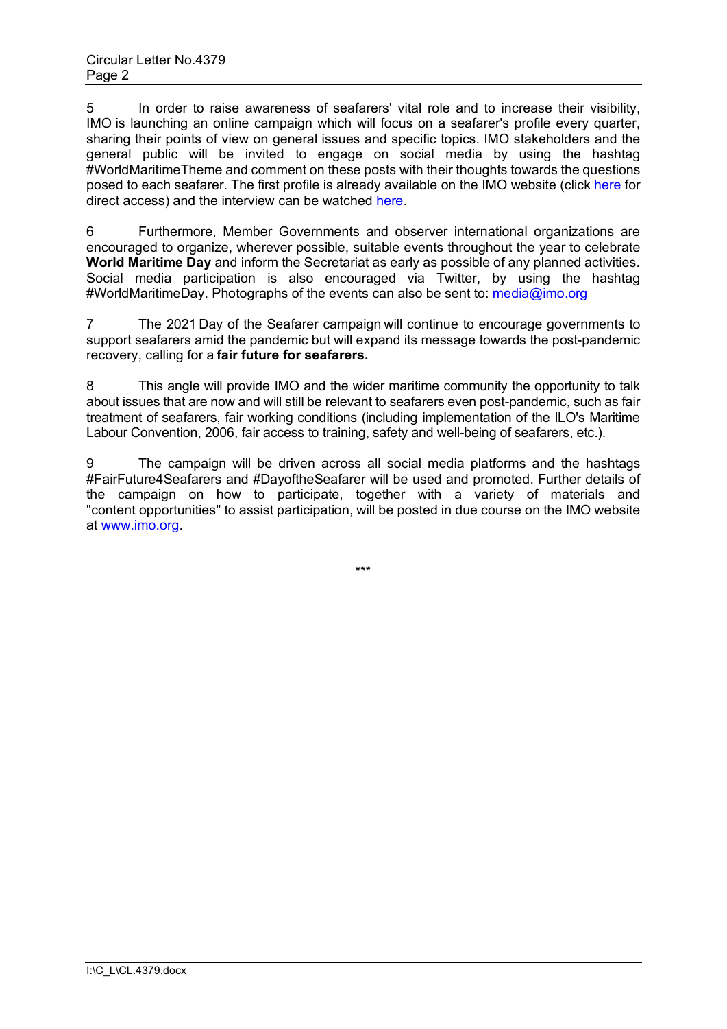5 In order to raise awareness of seafarers' vital role and to increase their visibility, IMO is launching an online campaign which will focus on a seafarer's profile every quarter, sharing their points of view on general issues and specific topics. IMO stakeholders and the general public will be invited to engage on social media by using the hashtag #WorldMaritimeTheme and comment on these posts with their thoughts towards the questions posed to each seafarer. The first profile is already available on the IMO website (click here for direct access) and the interview can be watched here.

6 Furthermore, Member Governments and observer international organizations are encouraged to organize, wherever possible, suitable events throughout the year to celebrate **World Maritime Day** and inform the Secretariat as early as possible of any planned activities. Social media participation is also encouraged via Twitter, by using the hashtag #WorldMaritimeDay. Photographs of the events can also be sent to: media@imo.org

7 The 2021 Day of the Seafarer campaign will continue to encourage governments to support seafarers amid the pandemic but will expand its message towards the post-pandemic recovery, calling for a **fair future for seafarers.**

8 This angle will provide IMO and the wider maritime community the opportunity to talk about issues that are now and will still be relevant to seafarers even post-pandemic, such as fair treatment of seafarers, fair working conditions (including implementation of the ILO's Maritime Labour Convention, 2006, fair access to training, safety and well-being of seafarers, etc.).

9 The campaign will be driven across all social media platforms and the hashtags #FairFuture4Seafarers and #DayoftheSeafarer will be used and promoted. Further details of the campaign on how to participate, together with a variety of materials and "content opportunities" to assist participation, will be posted in due course on the IMO website at www.imo.org.

\*\*\*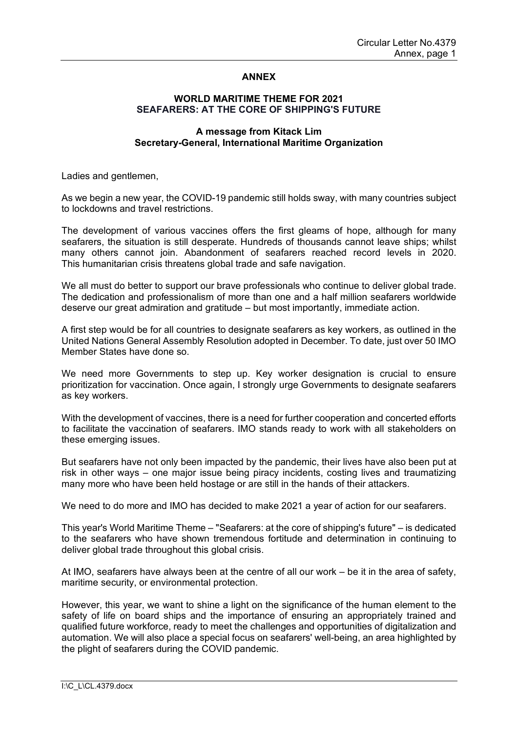## ANNEX

### WORLD MARITIME THEME FOR 2021
### SEAFARERS: AT THE CORE OF SHIPPING'S FUTURE

**A message from Kitack Lim**
**Secretary-General, International Maritime Organization**

Ladies and gentlemen,

As we begin a new year, the COVID-19 pandemic still holds sway, with many countries subject to lockdowns and travel restrictions.

The development of various vaccines offers the first gleams of hope, although for many seafarers, the situation is still desperate. Hundreds of thousands cannot leave ships; whilst many others cannot join. Abandonment of seafarers reached record levels in 2020. This humanitarian crisis threatens global trade and safe navigation.

We all must do better to support our brave professionals who continue to deliver global trade. The dedication and professionalism of more than one and a half million seafarers worldwide deserve our great admiration and gratitude – but most importantly, immediate action.

A first step would be for all countries to designate seafarers as key workers, as outlined in the United Nations General Assembly Resolution adopted in December. To date, just over 50 IMO Member States have done so.

We need more Governments to step up. Key worker designation is crucial to ensure prioritization for vaccination. Once again, I strongly urge Governments to designate seafarers as key workers.

With the development of vaccines, there is a need for further cooperation and concerted efforts to facilitate the vaccination of seafarers. IMO stands ready to work with all stakeholders on these emerging issues.

But seafarers have not only been impacted by the pandemic, their lives have also been put at risk in other ways – one major issue being piracy incidents, costing lives and traumatizing many more who have been held hostage or are still in the hands of their attackers.

We need to do more and IMO has decided to make 2021 a year of action for our seafarers.

This year's World Maritime Theme – "Seafarers: at the core of shipping's future" – is dedicated to the seafarers who have shown tremendous fortitude and determination in continuing to deliver global trade throughout this global crisis.

At IMO, seafarers have always been at the centre of all our work – be it in the area of safety, maritime security, or environmental protection.

However, this year, we want to shine a light on the significance of the human element to the safety of life on board ships and the importance of ensuring an appropriately trained and qualified future workforce, ready to meet the challenges and opportunities of digitalization and automation. We will also place a special focus on seafarers' well-being, an area highlighted by the plight of seafarers during the COVID pandemic.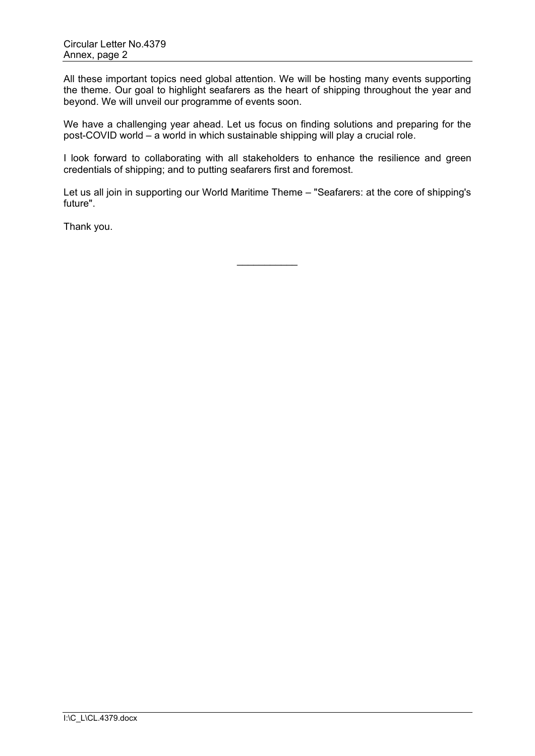All these important topics need global attention. We will be hosting many events supporting the theme. Our goal to highlight seafarers as the heart of shipping throughout the year and beyond. We will unveil our programme of events soon.

We have a challenging year ahead. Let us focus on finding solutions and preparing for the post-COVID world – a world in which sustainable shipping will play a crucial role.

I look forward to collaborating with all stakeholders to enhance the resilience and green credentials of shipping; and to putting seafarers first and foremost.

Let us all join in supporting our World Maritime Theme – "Seafarers: at the core of shipping's future".

Thank you.

___________